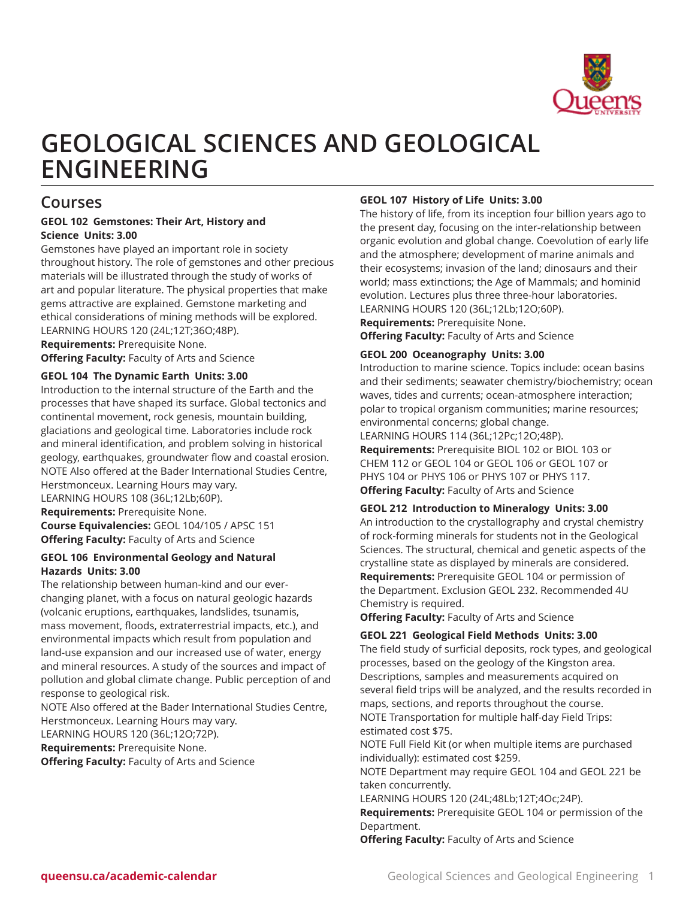# GEOLOGICAL SCIENCES AND GEOLOGICAL ENGINEERING

## Courses

### GEOL 102 Gemstones: Their Art, History and Science Units: 3.00

Gemstones have played an important role in society throughout history. The role of gemstones and other precious materials will be illustrated through the study of works of art and popular literature. The physical properties that make gems attractive are explained. Gemstone marketing and ethical considerations of mining methods will be explored.
LEARNING HOURS 120 (24L;12T;36O;48P).
**Requirements:** Prerequisite None.
**Offering Faculty:** Faculty of Arts and Science

### GEOL 104 The Dynamic Earth Units: 3.00

Introduction to the internal structure of the Earth and the processes that have shaped its surface. Global tectonics and continental movement, rock genesis, mountain building, glaciations and geological time. Laboratories include rock and mineral identification, and problem solving in historical geology, earthquakes, groundwater flow and coastal erosion.
NOTE Also offered at the Bader International Studies Centre, Herstmonceux. Learning Hours may vary.
LEARNING HOURS 108 (36L;12Lb;60P).
**Requirements:** Prerequisite None.
**Course Equivalencies:** GEOL 104/105 / APSC 151
**Offering Faculty:** Faculty of Arts and Science

### GEOL 106 Environmental Geology and Natural Hazards Units: 3.00

The relationship between human-kind and our ever-changing planet, with a focus on natural geologic hazards (volcanic eruptions, earthquakes, landslides, tsunamis, mass movement, floods, extraterrestrial impacts, etc.), and environmental impacts which result from population and land-use expansion and our increased use of water, energy and mineral resources. A study of the sources and impact of pollution and global climate change. Public perception of and response to geological risk.
NOTE Also offered at the Bader International Studies Centre, Herstmonceux. Learning Hours may vary.
LEARNING HOURS 120 (36L;12O;72P).
**Requirements:** Prerequisite None.
**Offering Faculty:** Faculty of Arts and Science

### GEOL 107 History of Life Units: 3.00

The history of life, from its inception four billion years ago to the present day, focusing on the inter-relationship between organic evolution and global change. Coevolution of early life and the atmosphere; development of marine animals and their ecosystems; invasion of the land; dinosaurs and their world; mass extinctions; the Age of Mammals; and hominid evolution. Lectures plus three three-hour laboratories.
LEARNING HOURS 120 (36L;12Lb;12O;60P).
**Requirements:** Prerequisite None.
**Offering Faculty:** Faculty of Arts and Science

### GEOL 200 Oceanography Units: 3.00

Introduction to marine science. Topics include: ocean basins and their sediments; seawater chemistry/biochemistry; ocean waves, tides and currents; ocean-atmosphere interaction; polar to tropical organism communities; marine resources; environmental concerns; global change.
LEARNING HOURS 114 (36L;12Pc;12O;48P).
**Requirements:** Prerequisite BIOL 102 or BIOL 103 or CHEM 112 or GEOL 104 or GEOL 106 or GEOL 107 or PHYS 104 or PHYS 106 or PHYS 107 or PHYS 117.
**Offering Faculty:** Faculty of Arts and Science

### GEOL 212 Introduction to Mineralogy Units: 3.00

An introduction to the crystallography and crystal chemistry of rock-forming minerals for students not in the Geological Sciences. The structural, chemical and genetic aspects of the crystalline state as displayed by minerals are considered.
**Requirements:** Prerequisite GEOL 104 or permission of the Department. Exclusion GEOL 232. Recommended 4U Chemistry is required.
**Offering Faculty:** Faculty of Arts and Science

### GEOL 221 Geological Field Methods Units: 3.00

The field study of surficial deposits, rock types, and geological processes, based on the geology of the Kingston area. Descriptions, samples and measurements acquired on several field trips will be analyzed, and the results recorded in maps, sections, and reports throughout the course.
NOTE Transportation for multiple half-day Field Trips: estimated cost $75.
NOTE Full Field Kit (or when multiple items are purchased individually): estimated cost $259.
NOTE Department may require GEOL 104 and GEOL 221 be taken concurrently.
LEARNING HOURS 120 (24L;48Lb;12T;4Oc;24P).
**Requirements:** Prerequisite GEOL 104 or permission of the Department.
**Offering Faculty:** Faculty of Arts and Science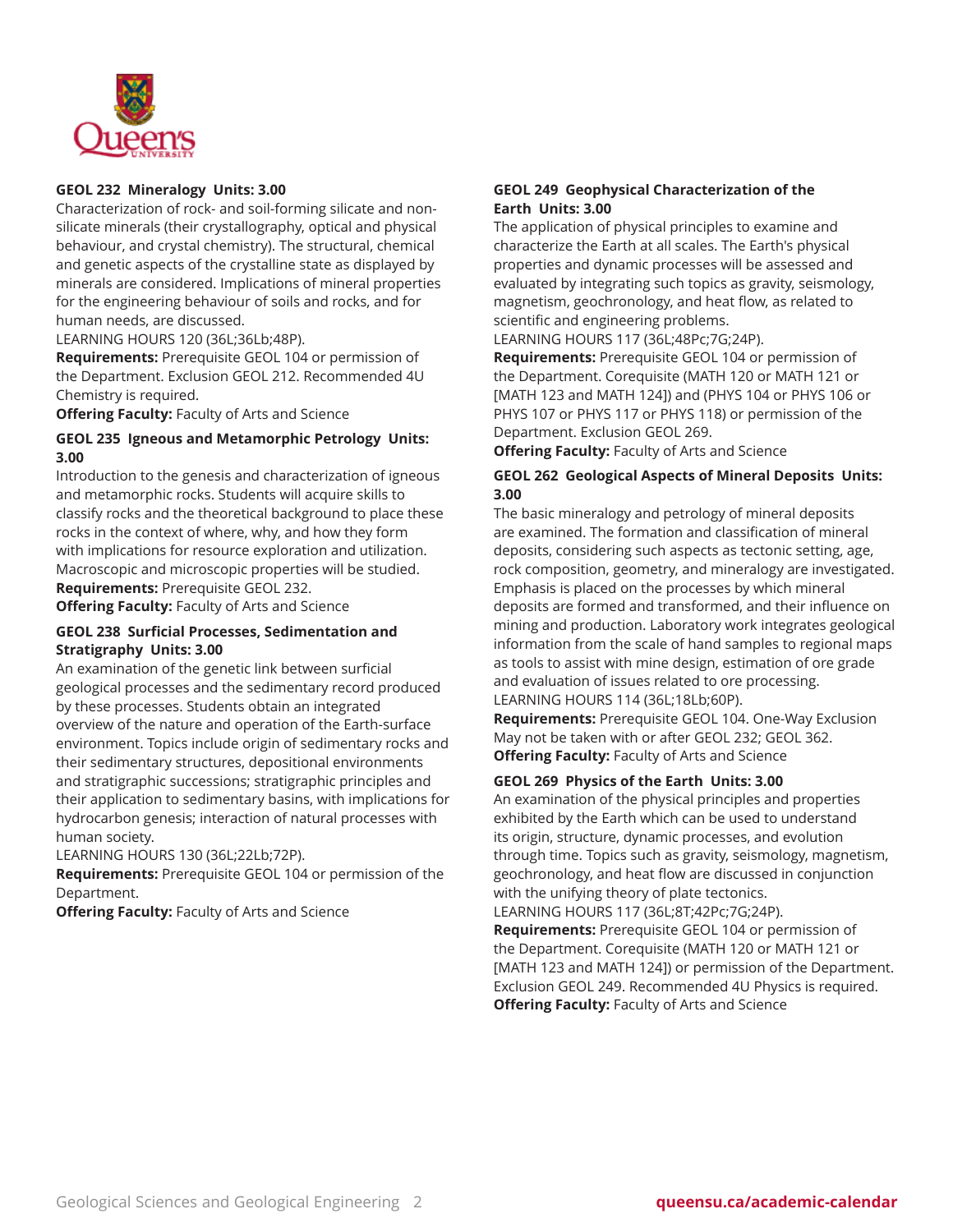### GEOL 232 Mineralogy Units: 3.00

Characterization of rock- and soil-forming silicate and non-silicate minerals (their crystallography, optical and physical behaviour, and crystal chemistry). The structural, chemical and genetic aspects of the crystalline state as displayed by minerals are considered. Implications of mineral properties for the engineering behaviour of soils and rocks, and for human needs, are discussed.

LEARNING HOURS 120 (36L;36Lb;48P).

**Requirements:** Prerequisite GEOL 104 or permission of the Department. Exclusion GEOL 212. Recommended 4U Chemistry is required.

**Offering Faculty:** Faculty of Arts and Science

### GEOL 235 Igneous and Metamorphic Petrology Units: 3.00

Introduction to the genesis and characterization of igneous and metamorphic rocks. Students will acquire skills to classify rocks and the theoretical background to place these rocks in the context of where, why, and how they form with implications for resource exploration and utilization. Macroscopic and microscopic properties will be studied.

**Requirements:** Prerequisite GEOL 232.

**Offering Faculty:** Faculty of Arts and Science

### GEOL 238 Surficial Processes, Sedimentation and Stratigraphy Units: 3.00

An examination of the genetic link between surficial geological processes and the sedimentary record produced by these processes. Students obtain an integrated overview of the nature and operation of the Earth-surface environment. Topics include origin of sedimentary rocks and their sedimentary structures, depositional environments and stratigraphic successions; stratigraphic principles and their application to sedimentary basins, with implications for hydrocarbon genesis; interaction of natural processes with human society.

LEARNING HOURS 130 (36L;22Lb;72P).

**Requirements:** Prerequisite GEOL 104 or permission of the Department.

**Offering Faculty:** Faculty of Arts and Science

### GEOL 249 Geophysical Characterization of the Earth Units: 3.00

The application of physical principles to examine and characterize the Earth at all scales. The Earth's physical properties and dynamic processes will be assessed and evaluated by integrating such topics as gravity, seismology, magnetism, geochronology, and heat flow, as related to scientific and engineering problems.

LEARNING HOURS 117 (36L;48Pc;7G;24P).

**Requirements:** Prerequisite GEOL 104 or permission of the Department. Corequisite (MATH 120 or MATH 121 or [MATH 123 and MATH 124]) and (PHYS 104 or PHYS 106 or PHYS 107 or PHYS 117 or PHYS 118) or permission of the Department. Exclusion GEOL 269.

**Offering Faculty:** Faculty of Arts and Science

### GEOL 262 Geological Aspects of Mineral Deposits Units: 3.00

The basic mineralogy and petrology of mineral deposits are examined. The formation and classification of mineral deposits, considering such aspects as tectonic setting, age, rock composition, geometry, and mineralogy are investigated. Emphasis is placed on the processes by which mineral deposits are formed and transformed, and their influence on mining and production. Laboratory work integrates geological information from the scale of hand samples to regional maps as tools to assist with mine design, estimation of ore grade and evaluation of issues related to ore processing.

LEARNING HOURS 114 (36L;18Lb;60P).

**Requirements:** Prerequisite GEOL 104. One-Way Exclusion May not be taken with or after GEOL 232; GEOL 362.

**Offering Faculty:** Faculty of Arts and Science

### GEOL 269 Physics of the Earth Units: 3.00

An examination of the physical principles and properties exhibited by the Earth which can be used to understand its origin, structure, dynamic processes, and evolution through time. Topics such as gravity, seismology, magnetism, geochronology, and heat flow are discussed in conjunction with the unifying theory of plate tectonics.

LEARNING HOURS 117 (36L;8T;42Pc;7G;24P).

**Requirements:** Prerequisite GEOL 104 or permission of the Department. Corequisite (MATH 120 or MATH 121 or [MATH 123 and MATH 124]) or permission of the Department. Exclusion GEOL 249. Recommended 4U Physics is required.

**Offering Faculty:** Faculty of Arts and Science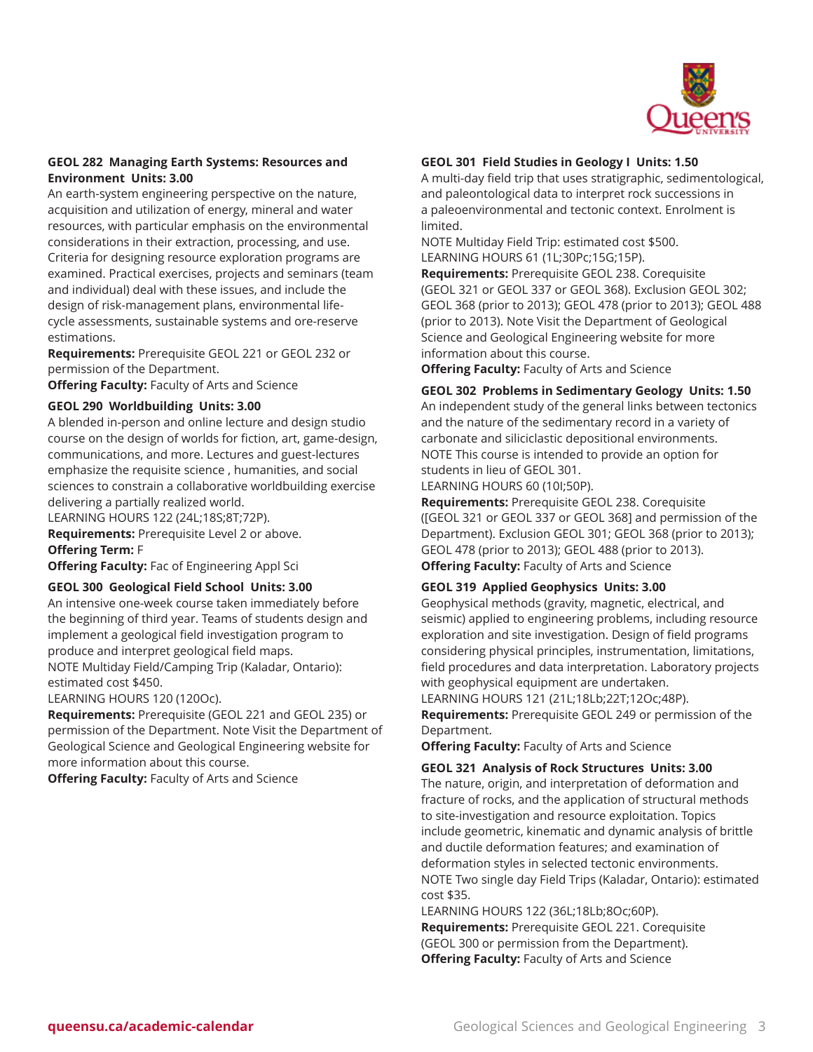### GEOL 282 Managing Earth Systems: Resources and Environment Units: 3.00

An earth-system engineering perspective on the nature, acquisition and utilization of energy, mineral and water resources, with particular emphasis on the environmental considerations in their extraction, processing, and use. Criteria for designing resource exploration programs are examined. Practical exercises, projects and seminars (team and individual) deal with these issues, and include the design of risk-management plans, environmental life-cycle assessments, sustainable systems and ore-reserve estimations.

**Requirements:** Prerequisite GEOL 221 or GEOL 232 or permission of the Department.

**Offering Faculty:** Faculty of Arts and Science

### GEOL 290 Worldbuilding Units: 3.00

A blended in-person and online lecture and design studio course on the design of worlds for fiction, art, game-design, communications, and more. Lectures and guest-lectures emphasize the requisite science , humanities, and social sciences to constrain a collaborative worldbuilding exercise delivering a partially realized world.

LEARNING HOURS 122 (24L;18S;8T;72P).

**Requirements:** Prerequisite Level 2 or above.

**Offering Term:** F

**Offering Faculty:** Fac of Engineering Appl Sci

### GEOL 300 Geological Field School Units: 3.00

An intensive one-week course taken immediately before the beginning of third year. Teams of students design and implement a geological field investigation program to produce and interpret geological field maps.

NOTE Multiday Field/Camping Trip (Kaladar, Ontario): estimated cost $450.

LEARNING HOURS 120 (120Oc).

**Requirements:** Prerequisite (GEOL 221 and GEOL 235) or permission of the Department. Note Visit the Department of Geological Science and Geological Engineering website for more information about this course.

**Offering Faculty:** Faculty of Arts and Science

### GEOL 301 Field Studies in Geology I Units: 1.50

A multi-day field trip that uses stratigraphic, sedimentological, and paleontological data to interpret rock successions in a paleoenvironmental and tectonic context. Enrolment is limited.

NOTE Multiday Field Trip: estimated cost $500.

LEARNING HOURS 61 (1L;30Pc;15G;15P).

**Requirements:** Prerequisite GEOL 238. Corequisite (GEOL 321 or GEOL 337 or GEOL 368). Exclusion GEOL 302; GEOL 368 (prior to 2013); GEOL 478 (prior to 2013); GEOL 488 (prior to 2013). Note Visit the Department of Geological Science and Geological Engineering website for more information about this course.

**Offering Faculty:** Faculty of Arts and Science

### GEOL 302 Problems in Sedimentary Geology Units: 1.50

An independent study of the general links between tectonics and the nature of the sedimentary record in a variety of carbonate and siliciclastic depositional environments.

NOTE This course is intended to provide an option for students in lieu of GEOL 301.

LEARNING HOURS 60 (10I;50P).

**Requirements:** Prerequisite GEOL 238. Corequisite ([GEOL 321 or GEOL 337 or GEOL 368] and permission of the Department). Exclusion GEOL 301; GEOL 368 (prior to 2013); GEOL 478 (prior to 2013); GEOL 488 (prior to 2013).

**Offering Faculty:** Faculty of Arts and Science

### GEOL 319 Applied Geophysics Units: 3.00

Geophysical methods (gravity, magnetic, electrical, and seismic) applied to engineering problems, including resource exploration and site investigation. Design of field programs considering physical principles, instrumentation, limitations, field procedures and data interpretation. Laboratory projects with geophysical equipment are undertaken.

LEARNING HOURS 121 (21L;18Lb;22T;12Oc;48P).

**Requirements:** Prerequisite GEOL 249 or permission of the Department.

**Offering Faculty:** Faculty of Arts and Science

### GEOL 321 Analysis of Rock Structures Units: 3.00

The nature, origin, and interpretation of deformation and fracture of rocks, and the application of structural methods to site-investigation and resource exploitation. Topics include geometric, kinematic and dynamic analysis of brittle and ductile deformation features; and examination of deformation styles in selected tectonic environments.

NOTE Two single day Field Trips (Kaladar, Ontario): estimated cost $35.

LEARNING HOURS 122 (36L;18Lb;8Oc;60P).

**Requirements:** Prerequisite GEOL 221. Corequisite (GEOL 300 or permission from the Department).

**Offering Faculty:** Faculty of Arts and Science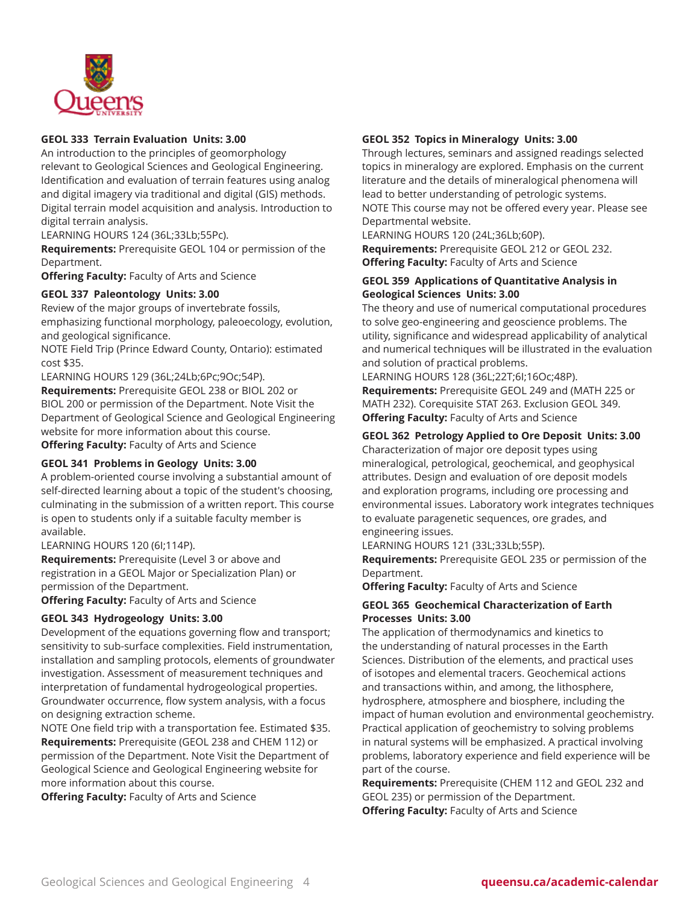### GEOL 333 Terrain Evaluation Units: 3.00

An introduction to the principles of geomorphology relevant to Geological Sciences and Geological Engineering. Identification and evaluation of terrain features using analog and digital imagery via traditional and digital (GIS) methods. Digital terrain model acquisition and analysis. Introduction to digital terrain analysis.

LEARNING HOURS 124 (36L;33Lb;55Pc).

**Requirements:** Prerequisite GEOL 104 or permission of the Department.

**Offering Faculty:** Faculty of Arts and Science

### GEOL 337 Paleontology Units: 3.00

Review of the major groups of invertebrate fossils, emphasizing functional morphology, paleoecology, evolution, and geological significance.

NOTE Field Trip (Prince Edward County, Ontario): estimated cost $35.

LEARNING HOURS 129 (36L;24Lb;6Pc;9Oc;54P).

**Requirements:** Prerequisite GEOL 238 or BIOL 202 or BIOL 200 or permission of the Department. Note Visit the Department of Geological Science and Geological Engineering website for more information about this course.

**Offering Faculty:** Faculty of Arts and Science

### GEOL 341 Problems in Geology Units: 3.00

A problem-oriented course involving a substantial amount of self-directed learning about a topic of the student's choosing, culminating in the submission of a written report. This course is open to students only if a suitable faculty member is available.

LEARNING HOURS 120 (6I;114P).

**Requirements:** Prerequisite (Level 3 or above and registration in a GEOL Major or Specialization Plan) or permission of the Department.

**Offering Faculty:** Faculty of Arts and Science

### GEOL 343 Hydrogeology Units: 3.00

Development of the equations governing flow and transport; sensitivity to sub-surface complexities. Field instrumentation, installation and sampling protocols, elements of groundwater investigation. Assessment of measurement techniques and interpretation of fundamental hydrogeological properties. Groundwater occurrence, flow system analysis, with a focus on designing extraction scheme.

NOTE One field trip with a transportation fee. Estimated $35.

**Requirements:** Prerequisite (GEOL 238 and CHEM 112) or permission of the Department. Note Visit the Department of Geological Science and Geological Engineering website for more information about this course.

**Offering Faculty:** Faculty of Arts and Science

### GEOL 352 Topics in Mineralogy Units: 3.00

Through lectures, seminars and assigned readings selected topics in mineralogy are explored. Emphasis on the current literature and the details of mineralogical phenomena will lead to better understanding of petrologic systems.

NOTE This course may not be offered every year. Please see Departmental website.

LEARNING HOURS 120 (24L;36Lb;60P).

**Requirements:** Prerequisite GEOL 212 or GEOL 232.

**Offering Faculty:** Faculty of Arts and Science

### GEOL 359 Applications of Quantitative Analysis in Geological Sciences Units: 3.00

The theory and use of numerical computational procedures to solve geo-engineering and geoscience problems. The utility, significance and widespread applicability of analytical and numerical techniques will be illustrated in the evaluation and solution of practical problems.

LEARNING HOURS 128 (36L;22T;6I;16Oc;48P).

**Requirements:** Prerequisite GEOL 249 and (MATH 225 or MATH 232). Corequisite STAT 263. Exclusion GEOL 349.

**Offering Faculty:** Faculty of Arts and Science

### GEOL 362 Petrology Applied to Ore Deposit Units: 3.00

Characterization of major ore deposit types using mineralogical, petrological, geochemical, and geophysical attributes. Design and evaluation of ore deposit models and exploration programs, including ore processing and environmental issues. Laboratory work integrates techniques to evaluate paragenetic sequences, ore grades, and engineering issues.

LEARNING HOURS 121 (33L;33Lb;55P).

**Requirements:** Prerequisite GEOL 235 or permission of the Department.

**Offering Faculty:** Faculty of Arts and Science

### GEOL 365 Geochemical Characterization of Earth Processes Units: 3.00

The application of thermodynamics and kinetics to the understanding of natural processes in the Earth Sciences. Distribution of the elements, and practical uses of isotopes and elemental tracers. Geochemical actions and transactions within, and among, the lithosphere, hydrosphere, atmosphere and biosphere, including the impact of human evolution and environmental geochemistry. Practical application of geochemistry to solving problems in natural systems will be emphasized. A practical involving problems, laboratory experience and field experience will be part of the course.

**Requirements:** Prerequisite (CHEM 112 and GEOL 232 and GEOL 235) or permission of the Department.

**Offering Faculty:** Faculty of Arts and Science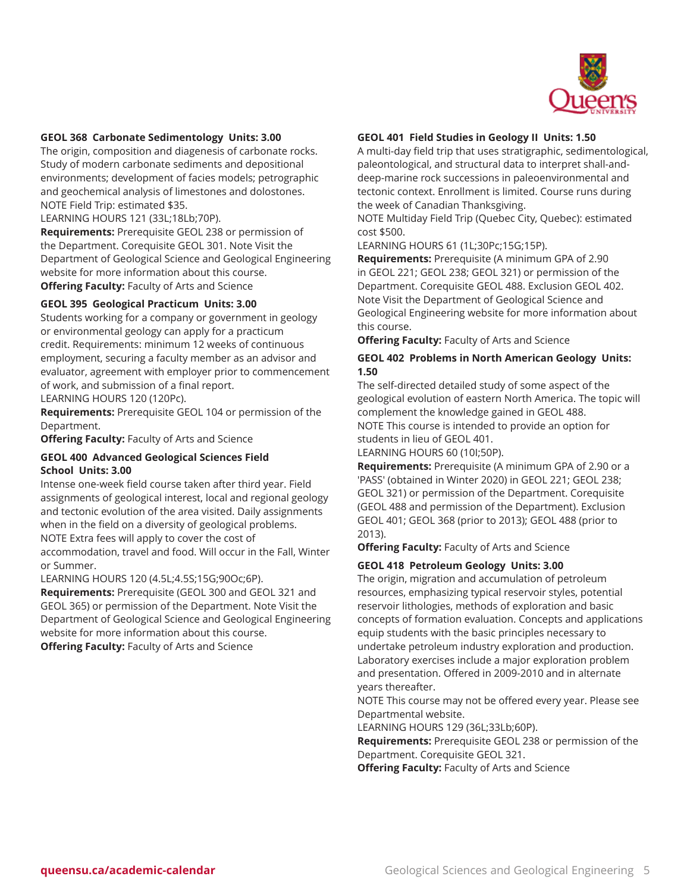**GEOL 368 Carbonate Sedimentology Units: 3.00**

The origin, composition and diagenesis of carbonate rocks. Study of modern carbonate sediments and depositional environments; development of facies models; petrographic and geochemical analysis of limestones and dolostones.
NOTE Field Trip: estimated $35.
LEARNING HOURS 121 (33L;18Lb;70P).
**Requirements:** Prerequisite GEOL 238 or permission of the Department. Corequisite GEOL 301. Note Visit the Department of Geological Science and Geological Engineering website for more information about this course.
**Offering Faculty:** Faculty of Arts and Science

**GEOL 395 Geological Practicum Units: 3.00**

Students working for a company or government in geology or environmental geology can apply for a practicum credit. Requirements: minimum 12 weeks of continuous employment, securing a faculty member as an advisor and evaluator, agreement with employer prior to commencement of work, and submission of a final report.
LEARNING HOURS 120 (120Pc).
**Requirements:** Prerequisite GEOL 104 or permission of the Department.
**Offering Faculty:** Faculty of Arts and Science

**GEOL 400 Advanced Geological Sciences Field School Units: 3.00**

Intense one-week field course taken after third year. Field assignments of geological interest, local and regional geology and tectonic evolution of the area visited. Daily assignments when in the field on a diversity of geological problems.
NOTE Extra fees will apply to cover the cost of accommodation, travel and food. Will occur in the Fall, Winter or Summer.
LEARNING HOURS 120 (4.5L;4.5S;15G;90Oc;6P).
**Requirements:** Prerequisite (GEOL 300 and GEOL 321 and GEOL 365) or permission of the Department. Note Visit the Department of Geological Science and Geological Engineering website for more information about this course.
**Offering Faculty:** Faculty of Arts and Science

**GEOL 401 Field Studies in Geology II Units: 1.50**

A multi-day field trip that uses stratigraphic, sedimentological, paleontological, and structural data to interpret shall-and-deep-marine rock successions in paleoenvironmental and tectonic context. Enrollment is limited. Course runs during the week of Canadian Thanksgiving.
NOTE Multiday Field Trip (Quebec City, Quebec): estimated cost $500.
LEARNING HOURS 61 (1L;30Pc;15G;15P).
**Requirements:** Prerequisite (A minimum GPA of 2.90 in GEOL 221; GEOL 238; GEOL 321) or permission of the Department. Corequisite GEOL 488. Exclusion GEOL 402. Note Visit the Department of Geological Science and Geological Engineering website for more information about this course.
**Offering Faculty:** Faculty of Arts and Science

**GEOL 402 Problems in North American Geology Units: 1.50**

The self-directed detailed study of some aspect of the geological evolution of eastern North America. The topic will complement the knowledge gained in GEOL 488.
NOTE This course is intended to provide an option for students in lieu of GEOL 401.
LEARNING HOURS 60 (10I;50P).
**Requirements:** Prerequisite (A minimum GPA of 2.90 or a 'PASS' (obtained in Winter 2020) in GEOL 221; GEOL 238; GEOL 321) or permission of the Department. Corequisite (GEOL 488 and permission of the Department). Exclusion GEOL 401; GEOL 368 (prior to 2013); GEOL 488 (prior to 2013).
**Offering Faculty:** Faculty of Arts and Science

**GEOL 418 Petroleum Geology Units: 3.00**

The origin, migration and accumulation of petroleum resources, emphasizing typical reservoir styles, potential reservoir lithologies, methods of exploration and basic concepts of formation evaluation. Concepts and applications equip students with the basic principles necessary to undertake petroleum industry exploration and production. Laboratory exercises include a major exploration problem and presentation. Offered in 2009-2010 and in alternate years thereafter.
NOTE This course may not be offered every year. Please see Departmental website.
LEARNING HOURS 129 (36L;33Lb;60P).
**Requirements:** Prerequisite GEOL 238 or permission of the Department. Corequisite GEOL 321.
**Offering Faculty:** Faculty of Arts and Science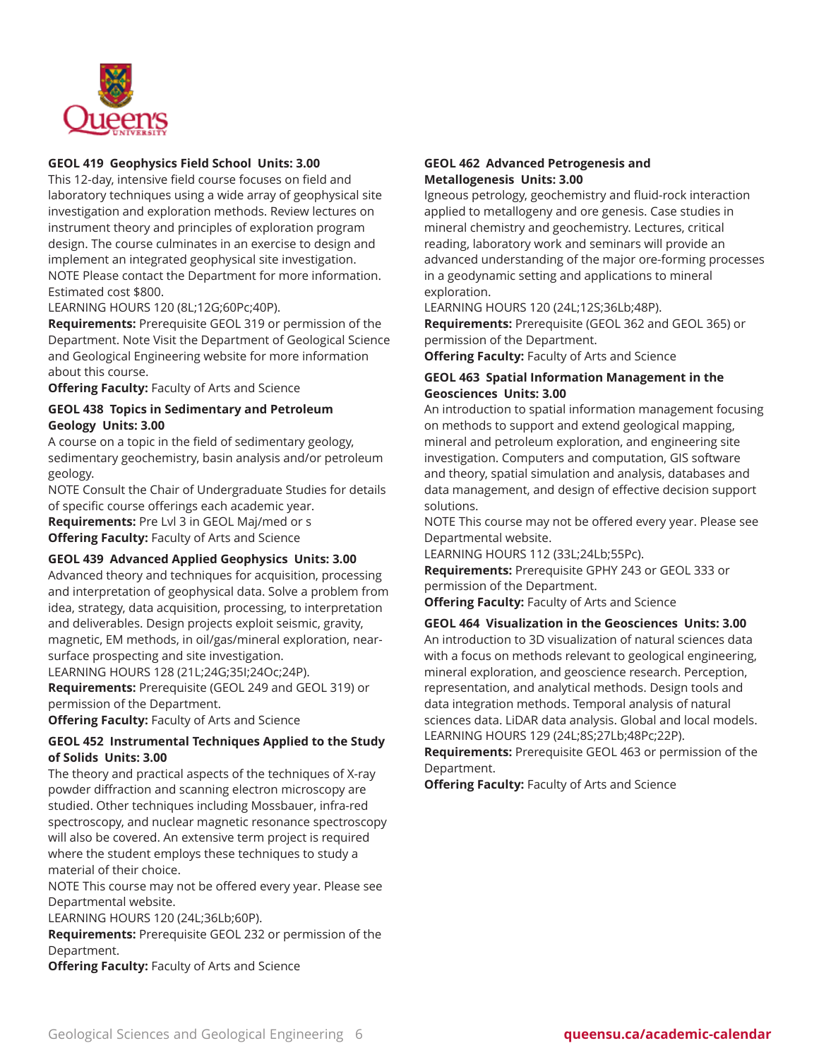### GEOL 419 Geophysics Field School Units: 3.00

This 12-day, intensive field course focuses on field and laboratory techniques using a wide array of geophysical site investigation and exploration methods. Review lectures on instrument theory and principles of exploration program design. The course culminates in an exercise to design and implement an integrated geophysical site investigation.
NOTE Please contact the Department for more information. Estimated cost $800.
LEARNING HOURS 120 (8L;12G;60Pc;40P).
**Requirements:** Prerequisite GEOL 319 or permission of the Department. Note Visit the Department of Geological Science and Geological Engineering website for more information about this course.
**Offering Faculty:** Faculty of Arts and Science

### GEOL 438 Topics in Sedimentary and Petroleum Geology Units: 3.00

A course on a topic in the field of sedimentary geology, sedimentary geochemistry, basin analysis and/or petroleum geology.
NOTE Consult the Chair of Undergraduate Studies for details of specific course offerings each academic year.
**Requirements:** Pre Lvl 3 in GEOL Maj/med or s
**Offering Faculty:** Faculty of Arts and Science

### GEOL 439 Advanced Applied Geophysics Units: 3.00

Advanced theory and techniques for acquisition, processing and interpretation of geophysical data. Solve a problem from idea, strategy, data acquisition, processing, to interpretation and deliverables. Design projects exploit seismic, gravity, magnetic, EM methods, in oil/gas/mineral exploration, near-surface prospecting and site investigation.
LEARNING HOURS 128 (21L;24G;35I;24Oc;24P).
**Requirements:** Prerequisite (GEOL 249 and GEOL 319) or permission of the Department.
**Offering Faculty:** Faculty of Arts and Science

### GEOL 452 Instrumental Techniques Applied to the Study of Solids Units: 3.00

The theory and practical aspects of the techniques of X-ray powder diffraction and scanning electron microscopy are studied. Other techniques including Mossbauer, infra-red spectroscopy, and nuclear magnetic resonance spectroscopy will also be covered. An extensive term project is required where the student employs these techniques to study a material of their choice.
NOTE This course may not be offered every year. Please see Departmental website.
LEARNING HOURS 120 (24L;36Lb;60P).
**Requirements:** Prerequisite GEOL 232 or permission of the Department.
**Offering Faculty:** Faculty of Arts and Science

### GEOL 462 Advanced Petrogenesis and Metallogenesis Units: 3.00

Igneous petrology, geochemistry and fluid-rock interaction applied to metallogeny and ore genesis. Case studies in mineral chemistry and geochemistry. Lectures, critical reading, laboratory work and seminars will provide an advanced understanding of the major ore-forming processes in a geodynamic setting and applications to mineral exploration.
LEARNING HOURS 120 (24L;12S;36Lb;48P).
**Requirements:** Prerequisite (GEOL 362 and GEOL 365) or permission of the Department.
**Offering Faculty:** Faculty of Arts and Science

### GEOL 463 Spatial Information Management in the Geosciences Units: 3.00

An introduction to spatial information management focusing on methods to support and extend geological mapping, mineral and petroleum exploration, and engineering site investigation. Computers and computation, GIS software and theory, spatial simulation and analysis, databases and data management, and design of effective decision support solutions.
NOTE This course may not be offered every year. Please see Departmental website.
LEARNING HOURS 112 (33L;24Lb;55Pc).
**Requirements:** Prerequisite GPHY 243 or GEOL 333 or permission of the Department.
**Offering Faculty:** Faculty of Arts and Science

### GEOL 464 Visualization in the Geosciences Units: 3.00

An introduction to 3D visualization of natural sciences data with a focus on methods relevant to geological engineering, mineral exploration, and geoscience research. Perception, representation, and analytical methods. Design tools and data integration methods. Temporal analysis of natural sciences data. LiDAR data analysis. Global and local models.
LEARNING HOURS 129 (24L;8S;27Lb;48Pc;22P).
**Requirements:** Prerequisite GEOL 463 or permission of the Department.
**Offering Faculty:** Faculty of Arts and Science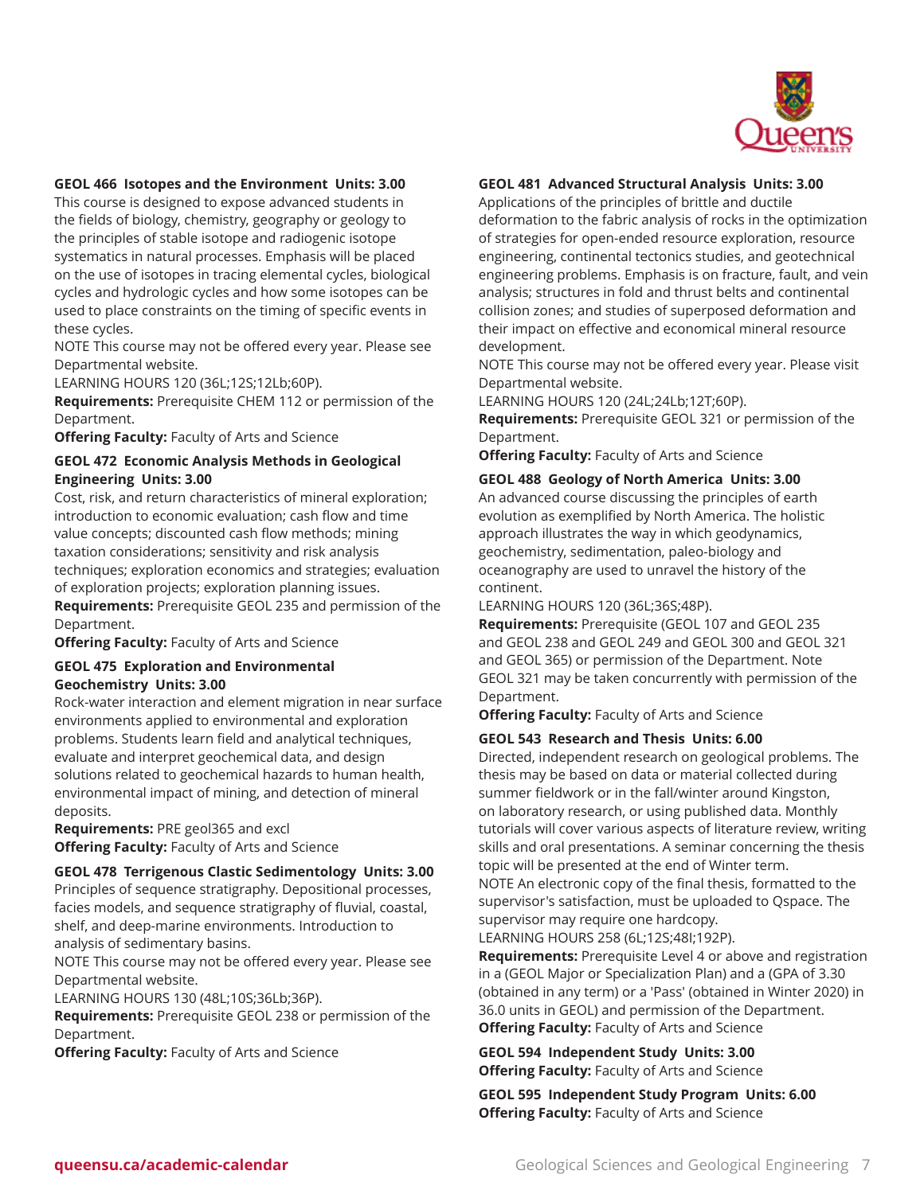**GEOL 466 Isotopes and the Environment Units: 3.00**
This course is designed to expose advanced students in the fields of biology, chemistry, geography or geology to the principles of stable isotope and radiogenic isotope systematics in natural processes. Emphasis will be placed on the use of isotopes in tracing elemental cycles, biological cycles and hydrologic cycles and how some isotopes can be used to place constraints on the timing of specific events in these cycles.
NOTE This course may not be offered every year. Please see Departmental website.
LEARNING HOURS 120 (36L;12S;12Lb;60P).
**Requirements:** Prerequisite CHEM 112 or permission of the Department.
**Offering Faculty:** Faculty of Arts and Science

**GEOL 472 Economic Analysis Methods in Geological Engineering Units: 3.00**
Cost, risk, and return characteristics of mineral exploration; introduction to economic evaluation; cash flow and time value concepts; discounted cash flow methods; mining taxation considerations; sensitivity and risk analysis techniques; exploration economics and strategies; evaluation of exploration projects; exploration planning issues.
**Requirements:** Prerequisite GEOL 235 and permission of the Department.
**Offering Faculty:** Faculty of Arts and Science

**GEOL 475 Exploration and Environmental Geochemistry Units: 3.00**
Rock-water interaction and element migration in near surface environments applied to environmental and exploration problems. Students learn field and analytical techniques, evaluate and interpret geochemical data, and design solutions related to geochemical hazards to human health, environmental impact of mining, and detection of mineral deposits.
**Requirements:** PRE geol365 and excl
**Offering Faculty:** Faculty of Arts and Science

**GEOL 478 Terrigenous Clastic Sedimentology Units: 3.00**
Principles of sequence stratigraphy. Depositional processes, facies models, and sequence stratigraphy of fluvial, coastal, shelf, and deep-marine environments. Introduction to analysis of sedimentary basins.
NOTE This course may not be offered every year. Please see Departmental website.
LEARNING HOURS 130 (48L;10S;36Lb;36P).
**Requirements:** Prerequisite GEOL 238 or permission of the Department.
**Offering Faculty:** Faculty of Arts and Science

**GEOL 481 Advanced Structural Analysis Units: 3.00**
Applications of the principles of brittle and ductile deformation to the fabric analysis of rocks in the optimization of strategies for open-ended resource exploration, resource engineering, continental tectonics studies, and geotechnical engineering problems. Emphasis is on fracture, fault, and vein analysis; structures in fold and thrust belts and continental collision zones; and studies of superposed deformation and their impact on effective and economical mineral resource development.
NOTE This course may not be offered every year. Please visit Departmental website.
LEARNING HOURS 120 (24L;24Lb;12T;60P).
**Requirements:** Prerequisite GEOL 321 or permission of the Department.
**Offering Faculty:** Faculty of Arts and Science

**GEOL 488 Geology of North America Units: 3.00**
An advanced course discussing the principles of earth evolution as exemplified by North America. The holistic approach illustrates the way in which geodynamics, geochemistry, sedimentation, paleo-biology and oceanography are used to unravel the history of the continent.
LEARNING HOURS 120 (36L;36S;48P).
**Requirements:** Prerequisite (GEOL 107 and GEOL 235 and GEOL 238 and GEOL 249 and GEOL 300 and GEOL 321 and GEOL 365) or permission of the Department. Note GEOL 321 may be taken concurrently with permission of the Department.
**Offering Faculty:** Faculty of Arts and Science

**GEOL 543 Research and Thesis Units: 6.00**
Directed, independent research on geological problems. The thesis may be based on data or material collected during summer fieldwork or in the fall/winter around Kingston, on laboratory research, or using published data. Monthly tutorials will cover various aspects of literature review, writing skills and oral presentations. A seminar concerning the thesis topic will be presented at the end of Winter term.
NOTE An electronic copy of the final thesis, formatted to the supervisor's satisfaction, must be uploaded to Qspace. The supervisor may require one hardcopy.
LEARNING HOURS 258 (6L;12S;48I;192P).
**Requirements:** Prerequisite Level 4 or above and registration in a (GEOL Major or Specialization Plan) and a (GPA of 3.30 (obtained in any term) or a 'Pass' (obtained in Winter 2020) in 36.0 units in GEOL) and permission of the Department.
**Offering Faculty:** Faculty of Arts and Science

**GEOL 594 Independent Study Units: 3.00**
**Offering Faculty:** Faculty of Arts and Science

**GEOL 595 Independent Study Program Units: 6.00**
**Offering Faculty:** Faculty of Arts and Science